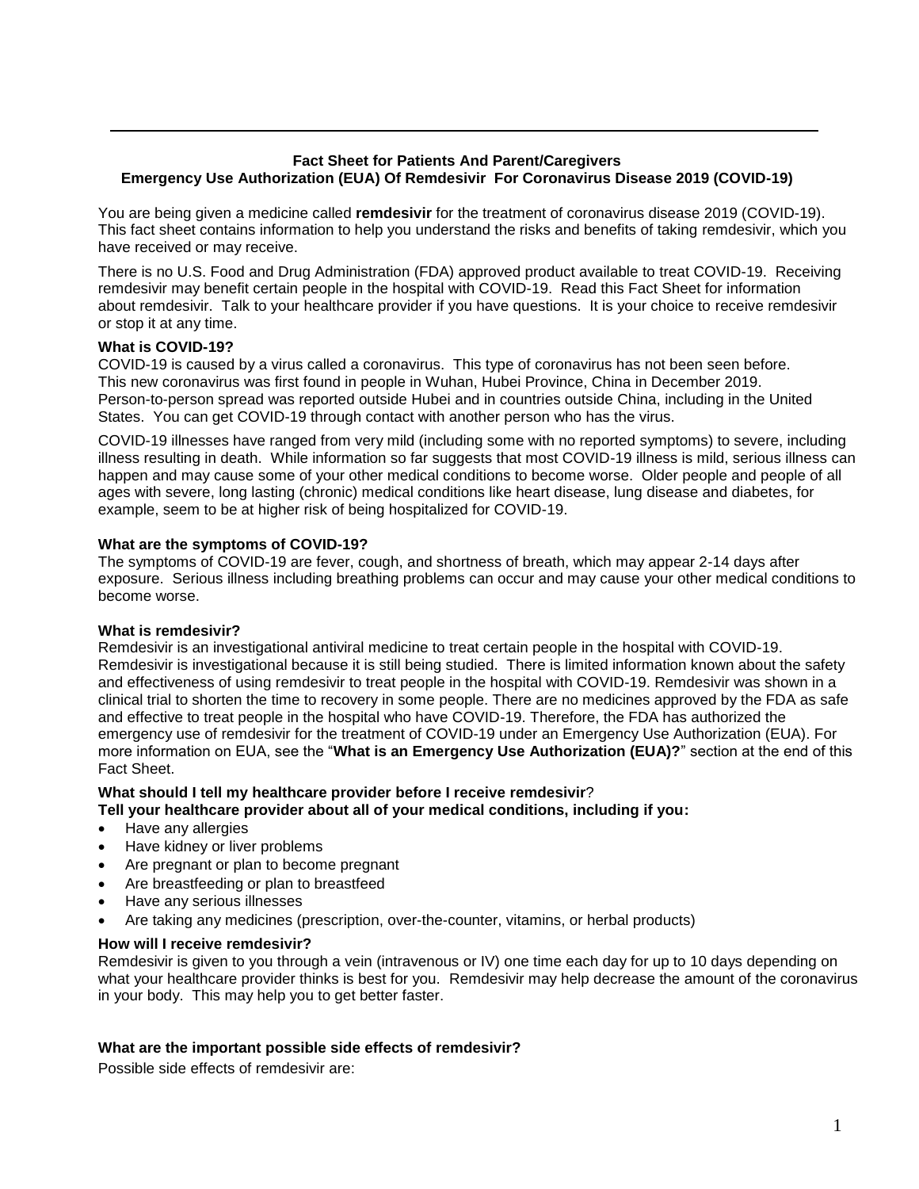**Fact Sheet for Patients And Parent/Caregivers**
**Emergency Use Authorization (EUA) Of Remdesivir For Coronavirus Disease 2019 (COVID-19)**

You are being given a medicine called **remdesivir** for the treatment of coronavirus disease 2019 (COVID-19). This fact sheet contains information to help you understand the risks and benefits of taking remdesivir, which you have received or may receive.

There is no U.S. Food and Drug Administration (FDA) approved product available to treat COVID-19. Receiving remdesivir may benefit certain people in the hospital with COVID-19. Read this Fact Sheet for information about remdesivir. Talk to your healthcare provider if you have questions. It is your choice to receive remdesivir or stop it at any time.

**What is COVID-19?**

COVID-19 is caused by a virus called a coronavirus. This type of coronavirus has not been seen before. This new coronavirus was first found in people in Wuhan, Hubei Province, China in December 2019. Person-to-person spread was reported outside Hubei and in countries outside China, including in the United States. You can get COVID-19 through contact with another person who has the virus.

COVID-19 illnesses have ranged from very mild (including some with no reported symptoms) to severe, including illness resulting in death. While information so far suggests that most COVID-19 illness is mild, serious illness can happen and may cause some of your other medical conditions to become worse. Older people and people of all ages with severe, long lasting (chronic) medical conditions like heart disease, lung disease and diabetes, for example, seem to be at higher risk of being hospitalized for COVID-19.

**What are the symptoms of COVID-19?**

The symptoms of COVID-19 are fever, cough, and shortness of breath, which may appear 2-14 days after exposure. Serious illness including breathing problems can occur and may cause your other medical conditions to become worse.

**What is remdesivir?**

Remdesivir is an investigational antiviral medicine to treat certain people in the hospital with COVID-19. Remdesivir is investigational because it is still being studied. There is limited information known about the safety and effectiveness of using remdesivir to treat people in the hospital with COVID-19. Remdesivir was shown in a clinical trial to shorten the time to recovery in some people. There are no medicines approved by the FDA as safe and effective to treat people in the hospital who have COVID-19. Therefore, the FDA has authorized the emergency use of remdesivir for the treatment of COVID-19 under an Emergency Use Authorization (EUA). For more information on EUA, see the "**What is an Emergency Use Authorization (EUA)?**" section at the end of this Fact Sheet.

**What should I tell my healthcare provider before I receive remdesivir**?
**Tell your healthcare provider about all of your medical conditions, including if you:**

- Have any allergies
- Have kidney or liver problems
- Are pregnant or plan to become pregnant
- Are breastfeeding or plan to breastfeed
- Have any serious illnesses
- Are taking any medicines (prescription, over-the-counter, vitamins, or herbal products)

**How will I receive remdesivir?**

Remdesivir is given to you through a vein (intravenous or IV) one time each day for up to 10 days depending on what your healthcare provider thinks is best for you. Remdesivir may help decrease the amount of the coronavirus in your body. This may help you to get better faster.

**What are the important possible side effects of remdesivir?**

Possible side effects of remdesivir are: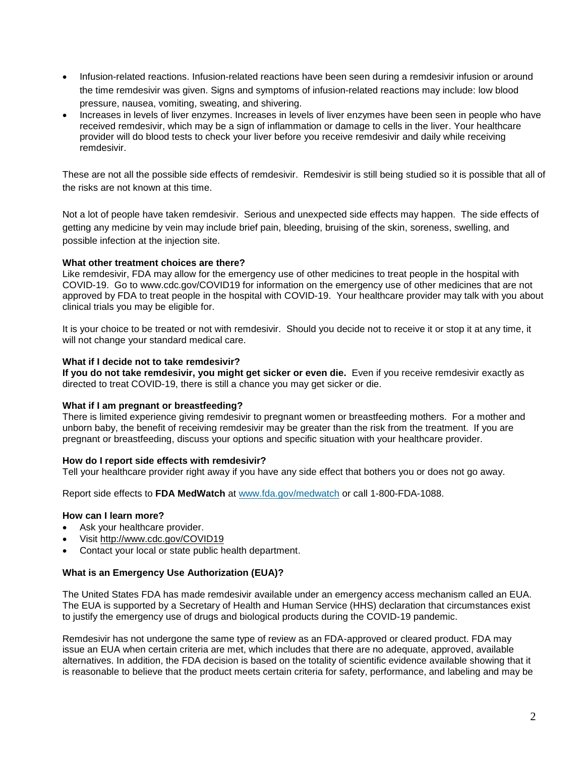- Infusion-related reactions. Infusion-related reactions have been seen during a remdesivir infusion or around the time remdesivir was given. Signs and symptoms of infusion-related reactions may include: low blood pressure, nausea, vomiting, sweating, and shivering.
- Increases in levels of liver enzymes. Increases in levels of liver enzymes have been seen in people who have received remdesivir, which may be a sign of inflammation or damage to cells in the liver. Your healthcare provider will do blood tests to check your liver before you receive remdesivir and daily while receiving remdesivir.

These are not all the possible side effects of remdesivir. Remdesivir is still being studied so it is possible that all of the risks are not known at this time.

Not a lot of people have taken remdesivir. Serious and unexpected side effects may happen. The side effects of getting any medicine by vein may include brief pain, bleeding, bruising of the skin, soreness, swelling, and possible infection at the injection site.

**What other treatment choices are there?**

Like remdesivir, FDA may allow for the emergency use of other medicines to treat people in the hospital with COVID-19. Go to www.cdc.gov/COVID19 for information on the emergency use of other medicines that are not approved by FDA to treat people in the hospital with COVID-19. Your healthcare provider may talk with you about clinical trials you may be eligible for.

It is your choice to be treated or not with remdesivir. Should you decide not to receive it or stop it at any time, it will not change your standard medical care.

**What if I decide not to take remdesivir?**

**If you do not take remdesivir, you might get sicker or even die.** Even if you receive remdesivir exactly as directed to treat COVID-19, there is still a chance you may get sicker or die.

**What if I am pregnant or breastfeeding?**

There is limited experience giving remdesivir to pregnant women or breastfeeding mothers. For a mother and unborn baby, the benefit of receiving remdesivir may be greater than the risk from the treatment. If you are pregnant or breastfeeding, discuss your options and specific situation with your healthcare provider.

**How do I report side effects with remdesivir?**

Tell your healthcare provider right away if you have any side effect that bothers you or does not go away.

Report side effects to **FDA MedWatch** at www.fda.gov/medwatch or call 1-800-FDA-1088.

**How can I learn more?**

- Ask your healthcare provider.
- Visit http://www.cdc.gov/COVID19
- Contact your local or state public health department.

**What is an Emergency Use Authorization (EUA)?**

The United States FDA has made remdesivir available under an emergency access mechanism called an EUA. The EUA is supported by a Secretary of Health and Human Service (HHS) declaration that circumstances exist to justify the emergency use of drugs and biological products during the COVID-19 pandemic.

Remdesivir has not undergone the same type of review as an FDA-approved or cleared product. FDA may issue an EUA when certain criteria are met, which includes that there are no adequate, approved, available alternatives. In addition, the FDA decision is based on the totality of scientific evidence available showing that it is reasonable to believe that the product meets certain criteria for safety, performance, and labeling and may be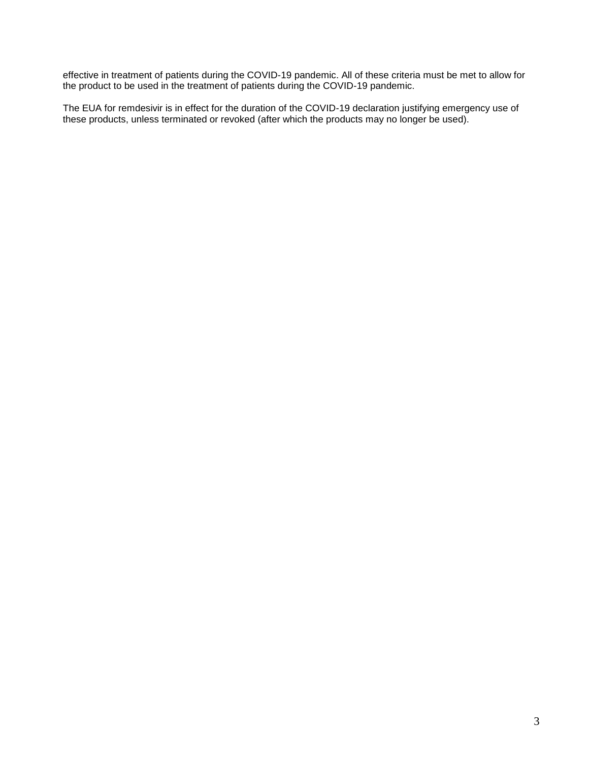effective in treatment of patients during the COVID-19 pandemic. All of these criteria must be met to allow for the product to be used in the treatment of patients during the COVID-19 pandemic.

The EUA for remdesivir is in effect for the duration of the COVID-19 declaration justifying emergency use of these products, unless terminated or revoked (after which the products may no longer be used).